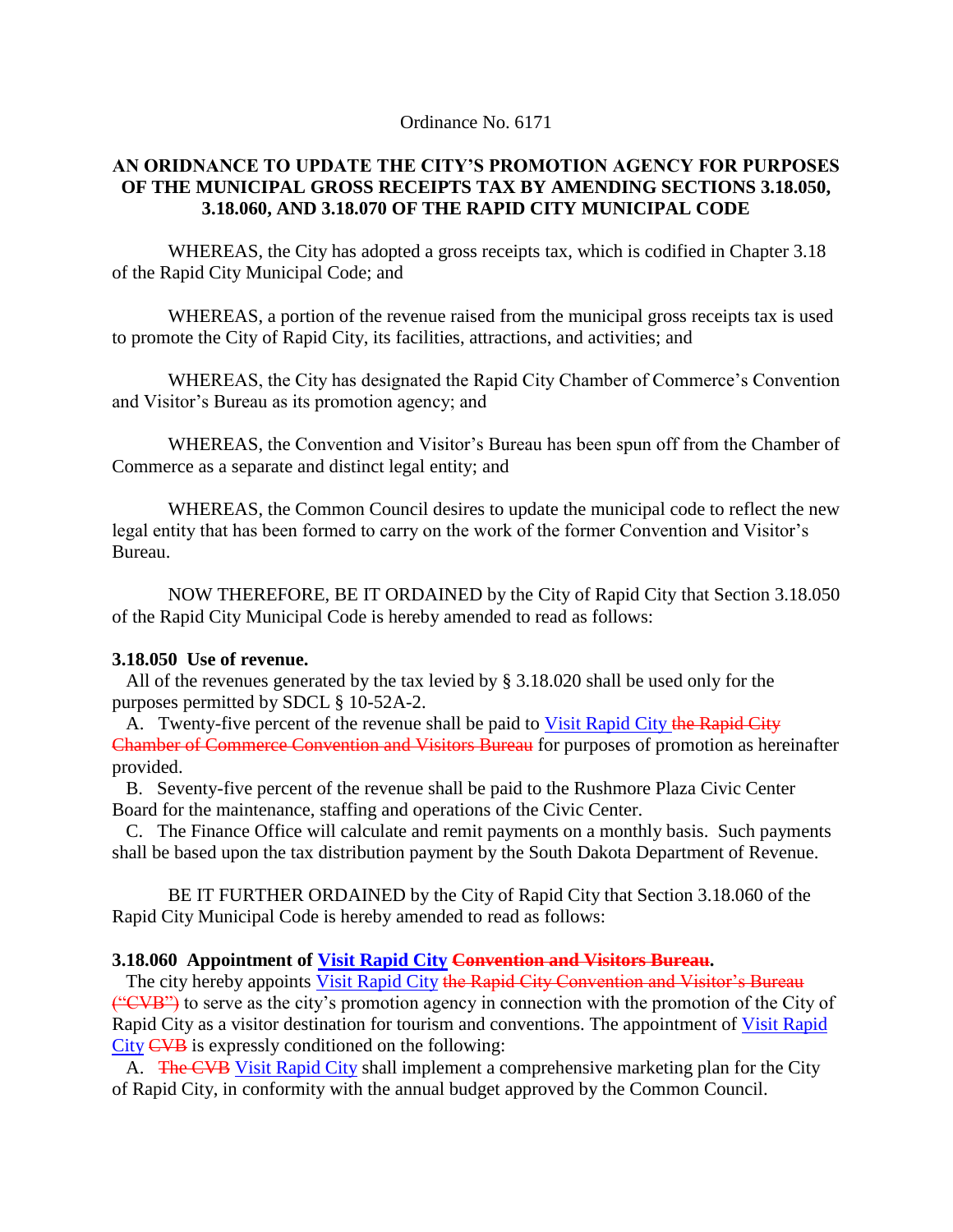Ordinance No. 6171

**AN ORIDNANCE TO UPDATE THE CITY'S PROMOTION AGENCY FOR PURPOSES OF THE MUNICIPAL GROSS RECEIPTS TAX BY AMENDING SECTIONS 3.18.050, 3.18.060, AND 3.18.070 OF THE RAPID CITY MUNICIPAL CODE**

WHEREAS, the City has adopted a gross receipts tax, which is codified in Chapter 3.18 of the Rapid City Municipal Code; and

WHEREAS, a portion of the revenue raised from the municipal gross receipts tax is used to promote the City of Rapid City, its facilities, attractions, and activities; and

WHEREAS, the City has designated the Rapid City Chamber of Commerce's Convention and Visitor's Bureau as its promotion agency; and

WHEREAS, the Convention and Visitor's Bureau has been spun off from the Chamber of Commerce as a separate and distinct legal entity; and

WHEREAS, the Common Council desires to update the municipal code to reflect the new legal entity that has been formed to carry on the work of the former Convention and Visitor's Bureau.

NOW THEREFORE, BE IT ORDAINED by the City of Rapid City that Section 3.18.050 of the Rapid City Municipal Code is hereby amended to read as follows:

**3.18.050 Use of revenue.**

All of the revenues generated by the tax levied by § 3.18.020 shall be used only for the purposes permitted by SDCL § 10-52A-2.

A. Twenty-five percent of the revenue shall be paid to <u>Visit Rapid City</u> ~~the Rapid City Chamber of Commerce Convention and Visitors Bureau~~ for purposes of promotion as hereinafter provided.

B. Seventy-five percent of the revenue shall be paid to the Rushmore Plaza Civic Center Board for the maintenance, staffing and operations of the Civic Center.

C. The Finance Office will calculate and remit payments on a monthly basis. Such payments shall be based upon the tax distribution payment by the South Dakota Department of Revenue.

BE IT FURTHER ORDAINED by the City of Rapid City that Section 3.18.060 of the Rapid City Municipal Code is hereby amended to read as follows:

**3.18.060 Appointment of <u>Visit Rapid City</u> ~~Convention and Visitors Bureau~~.**

The city hereby appoints <u>Visit Rapid City</u> ~~the Rapid City Convention and Visitor's Bureau ("CVB")~~ to serve as the city's promotion agency in connection with the promotion of the City of Rapid City as a visitor destination for tourism and conventions. The appointment of <u>Visit Rapid City</u> ~~CVB~~ is expressly conditioned on the following:

A. ~~The CVB~~ <u>Visit Rapid City</u> shall implement a comprehensive marketing plan for the City of Rapid City, in conformity with the annual budget approved by the Common Council.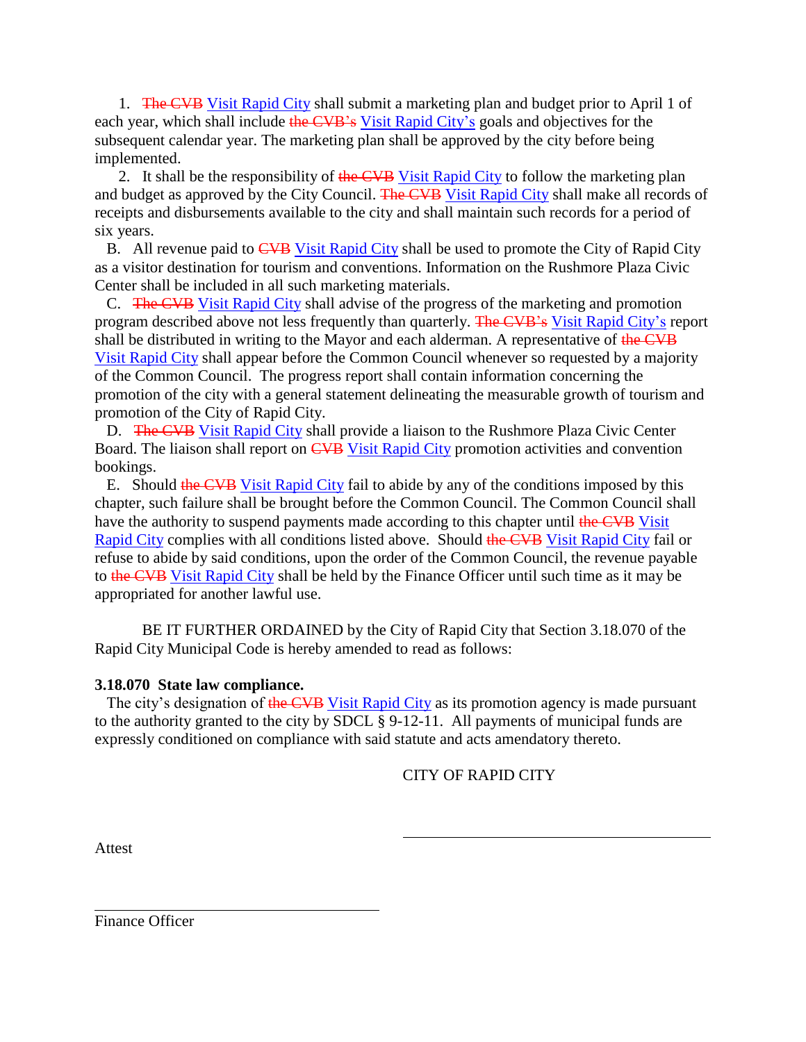1. ~~The CVB~~ Visit Rapid City shall submit a marketing plan and budget prior to April 1 of each year, which shall include ~~the CVB's~~ Visit Rapid City's goals and objectives for the subsequent calendar year. The marketing plan shall be approved by the city before being implemented.

2. It shall be the responsibility of ~~the CVB~~ Visit Rapid City to follow the marketing plan and budget as approved by the City Council. ~~The CVB~~ Visit Rapid City shall make all records of receipts and disbursements available to the city and shall maintain such records for a period of six years.

B. All revenue paid to ~~CVB~~ Visit Rapid City shall be used to promote the City of Rapid City as a visitor destination for tourism and conventions. Information on the Rushmore Plaza Civic Center shall be included in all such marketing materials.

C. ~~The CVB~~ Visit Rapid City shall advise of the progress of the marketing and promotion program described above not less frequently than quarterly. ~~The CVB's~~ Visit Rapid City's report shall be distributed in writing to the Mayor and each alderman. A representative of ~~the CVB~~ Visit Rapid City shall appear before the Common Council whenever so requested by a majority of the Common Council. The progress report shall contain information concerning the promotion of the city with a general statement delineating the measurable growth of tourism and promotion of the City of Rapid City.

D. ~~The CVB~~ Visit Rapid City shall provide a liaison to the Rushmore Plaza Civic Center Board. The liaison shall report on ~~CVB~~ Visit Rapid City promotion activities and convention bookings.

E. Should ~~the CVB~~ Visit Rapid City fail to abide by any of the conditions imposed by this chapter, such failure shall be brought before the Common Council. The Common Council shall have the authority to suspend payments made according to this chapter until ~~the CVB~~ Visit Rapid City complies with all conditions listed above. Should ~~the CVB~~ Visit Rapid City fail or refuse to abide by said conditions, upon the order of the Common Council, the revenue payable to ~~the CVB~~ Visit Rapid City shall be held by the Finance Officer until such time as it may be appropriated for another lawful use.

BE IT FURTHER ORDAINED by the City of Rapid City that Section 3.18.070 of the Rapid City Municipal Code is hereby amended to read as follows:

**3.18.070 State law compliance.**

The city's designation of ~~the CVB~~ Visit Rapid City as its promotion agency is made pursuant to the authority granted to the city by SDCL § 9-12-11. All payments of municipal funds are expressly conditioned on compliance with said statute and acts amendatory thereto.

CITY OF RAPID CITY

\_\_\_\_\_\_\_\_\_\_\_\_\_\_\_\_\_\_\_\_\_\_\_\_\_\_\_\_\_\_\_\_\_\_\_\_

Attest

\_\_\_\_\_\_\_\_\_\_\_\_\_\_\_\_\_\_\_\_\_\_\_\_\_\_\_\_\_\_\_\_\_\_\_\_

Finance Officer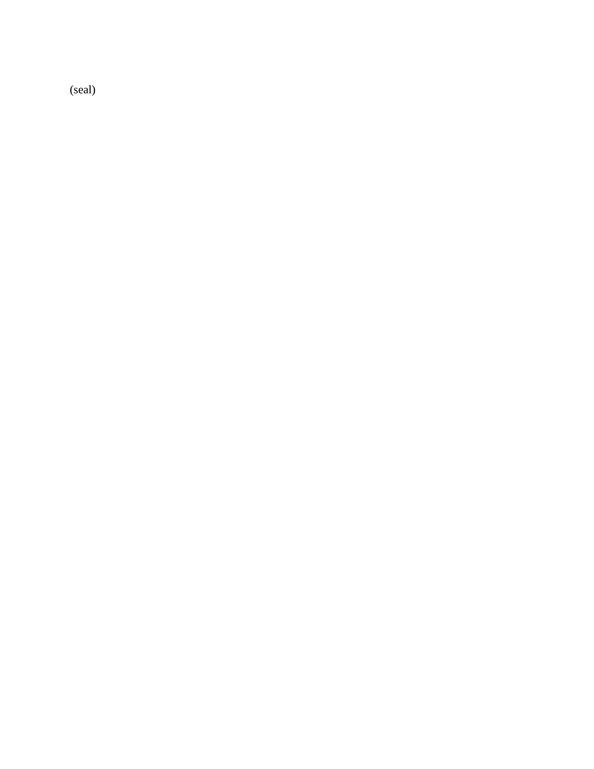(seal)